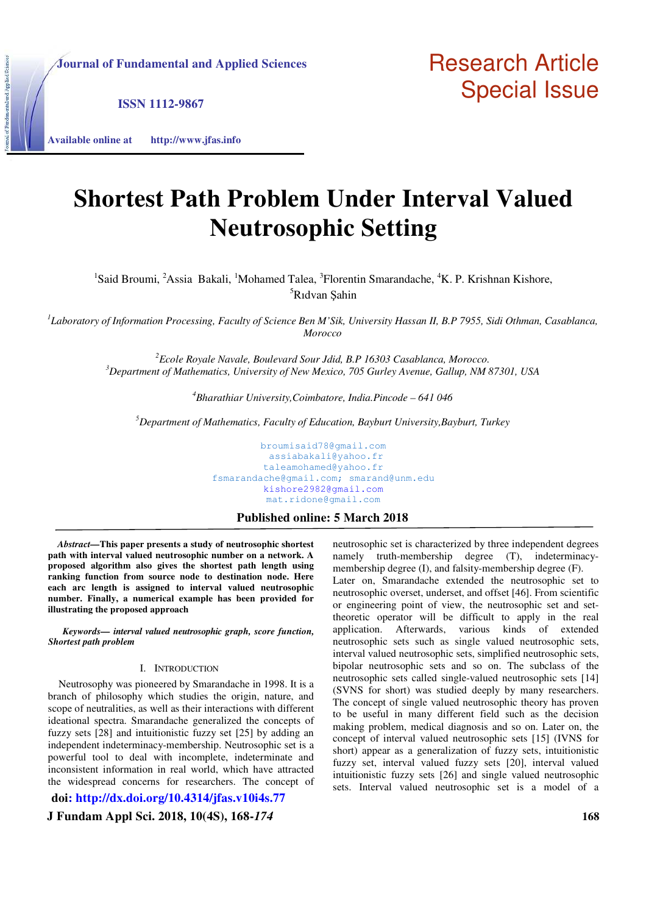# Shortest Path Problem Under Interval Valued Neutrosophic Setting

[1]Said Broumi, [2]Assia Bakali, [1]Mohamed Talea, [3]Florentin Smarandache, [4]K. P. Krishnan Kishore, [5]Rıdvan Şahin

[1]*Laboratory of Information Processing, Faculty of Science Ben M'Sik, University Hassan II, B.P 7955, Sidi Othman, Casablanca, Morocco*

[2]*Ecole Royale Navale, Boulevard Sour Jdid, B.P 16303 Casablanca, Morocco.*
[3]*Department of Mathematics, University of New Mexico, 705 Gurley Avenue, Gallup, NM 87301, USA*

[4]*Bharathiar University,Coimbatore, India.Pincode – 641 046*

[5]*Department of Mathematics, Faculty of Education, Bayburt University,Bayburt, Turkey*

broumisaid78@gmail.com
assiabakali@yahoo.fr
taleamohamed@yahoo.fr
fsmarandache@gmail.com; smarand@unm.edu
kishore2982@gmail.com
mat.ridone@gmail.com

**Published online: 5 March 2018**

***Abstract*—This paper presents a study of neutrosophic shortest path with interval valued neutrosophic number on a network. A proposed algorithm also gives the shortest path length using ranking function from source node to destination node. Here each arc length is assigned to interval valued neutrosophic number. Finally, a numerical example has been provided for illustrating the proposed approach**

***Keywords*— *interval valued neutrosophic graph, score function, Shortest path problem***

## I. Introduction

Neutrosophy was pioneered by Smarandache in 1998. It is a branch of philosophy which studies the origin, nature, and scope of neutralities, as well as their interactions with different ideational spectra. Smarandache generalized the concepts of fuzzy sets [28] and intuitionistic fuzzy set [25] by adding an independent indeterminacy-membership. Neutrosophic set is a powerful tool to deal with incomplete, indeterminate and inconsistent information in real world, which have attracted the widespread concerns for researchers. The concept of neutrosophic set is characterized by three independent degrees namely truth-membership degree (T), indeterminacy-membership degree (I), and falsity-membership degree (F). Later on, Smarandache extended the neutrosophic set to neutrosophic overset, underset, and offset [46]. From scientific or engineering point of view, the neutrosophic set and set-theoretic operator will be difficult to apply in the real application. Afterwards, various kinds of extended neutrosophic sets such as single valued neutrosophic sets, interval valued neutrosophic sets, simplified neutrosophic sets, bipolar neutrosophic sets and so on. The subclass of the neutrosophic sets called single-valued neutrosophic sets [14] (SVNS for short) was studied deeply by many researchers. The concept of single valued neutrosophic theory has proven to be useful in many different field such as the decision making problem, medical diagnosis and so on. Later on, the concept of interval valued neutrosophic sets [15] (IVNS for short) appear as a generalization of fuzzy sets, intuitionistic fuzzy set, interval valued fuzzy sets [20], interval valued intuitionistic fuzzy sets [26] and single valued neutrosophic sets. Interval valued neutrosophic set is a model of a

**doi: http://dx.doi.org/10.4314/jfas.v10i4s.77**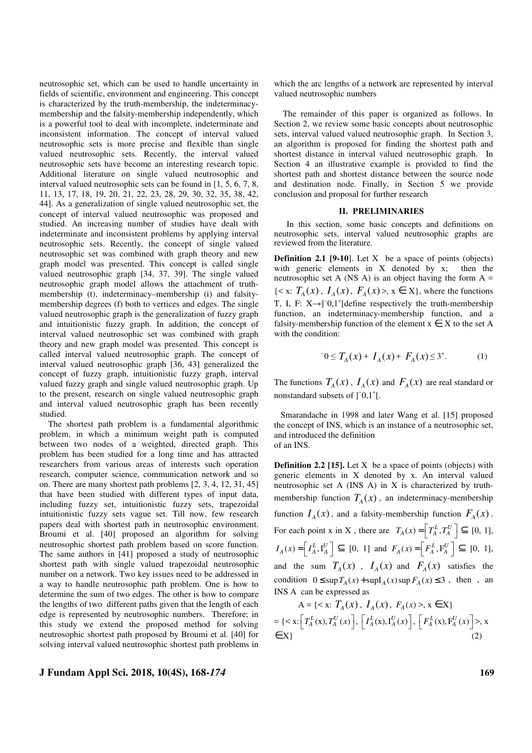neutrosophic set, which can be used to handle uncertainty in fields of scientific, environment and engineering. This concept is characterized by the truth-membership, the indeterminacy-membership and the falsity-membership independently, which is a powerful tool to deal with incomplete, indeterminate and inconsistent information. The concept of interval valued neutrosophic sets is more precise and flexible than single valued neutrosophic sets. Recently, the interval valued neutrosophic sets have become an interesting research topic. Additional literature on single valued neutrosophic and interval valued neutrosophic sets can be found in [1, 5, 6, 7, 8, 11, 13, 17, 18, 19, 20, 21, 22, 23, 28, 29, 30, 32, 35, 38, 42, 44]. As a generalization of single valued neutrosophic set, the concept of interval valued neutrosophic was proposed and studied. An increasing number of studies have dealt with indeterminate and inconsistent problems by applying interval neutrosophic sets. Recently, the concept of single valued neutrosophic set was combined with graph theory and new graph model was presented. This concept is called single valued neutrosophic graph [34, 37, 39]. The single valued neutrosophic graph model allows the attachment of truth-membership (t), indeterminacy–membership (i) and falsity-membership degrees (f) both to vertices and edges. The single valued neutrosophic graph is the generalization of fuzzy graph and intuitionistic fuzzy graph. In addition, the concept of interval valued neutrosophic set was combined with graph theory and new graph model was presented. This concept is called interval valued neutrosophic graph. The concept of interval valued neutrosophic graph [36, 43] generalized the concept of fuzzy graph, intuitionistic fuzzy graph, interval valued fuzzy graph and single valued neutrosophic graph. Up to the present, research on single valued neutrosophic graph and interval valued neutrosophic graph has been recently studied.

The shortest path problem is a fundamental algorithmic problem, in which a minimum weight path is computed between two nodes of a weighted, directed graph. This problem has been studied for a long time and has attracted researchers from various areas of interests such operation research, computer science, communication network and so on. There are many shortest path problems [2, 3, 4, 12, 31, 45] that have been studied with different types of input data, including fuzzy set, intuitionistic fuzzy sets, trapezoidal intuitionistic fuzzy sets vague set. Till now, few research papers deal with shortest path in neutrosophic environment. Broumi et al. [40] proposed an algorithm for solving neutrosophic shortest path problem based on score function. The same authors in [41] proposed a study of neutrosophic shortest path with single valued trapezoidal neutrosophic number on a network. Two key issues need to be addressed in a way to handle neutrosophic path problem. One is how to determine the sum of two edges. The other is how to compare the lengths of two different paths given that the length of each edge is represented by neutrosophic numbers. Therefore; in this study we extend the proposed method for solving neutrosophic shortest path proposed by Broumi et al. [40] for solving interval valued neutrosophic shortest path problems in which the arc lengths of a network are represented by interval valued neutrosophic numbers

The remainder of this paper is organized as follows. In Section 2, we review some basic concepts about neutrosophic sets, interval valued valued neutrosophic graph. In Section 3, an algorithm is proposed for finding the shortest path and shortest distance in interval valued neutrosophic graph. In Section 4 an illustrative example is provided to find the shortest path and shortest distance between the source node and destination node. Finally, in Section 5 we provide conclusion and proposal for further research

## II. PRELIMINARIES

In this section, some basic concepts and definitions on neutrosophic sets, interval valued neutrosophic graphs are reviewed from the literature.

**Definition 2.1 [9-10]**. Let X be a space of points (objects) with generic elements in X denoted by x; then the neutrosophic set A (NS A) is an object having the form A = {< x: $T_A(x)$, $I_A(x)$, $F_A(x)$>, x ∈ X}, where the functions T, I, F: X→]$^-$0,1$^+$[define respectively the truth-membership function, an indeterminacy-membership function, and a falsity-membership function of the element x ∈ X to the set A with the condition:

$$^-0 \le T_A(x) + I_A(x) + F_A(x) \le 3^+. \quad (1)$$

The functions $T_A(x)$, $I_A(x)$ and $F_A(x)$ are real standard or nonstandard subsets of ]$^-$0,1$^+$[.

Smarandache in 1998 and later Wang et al. [15] proposed the concept of INS, which is an instance of a neutrosophic set, and introduced the definition of an INS.

**Definition 2.2 [15].** Let X be a space of points (objects) with generic elements in X denoted by x. An interval valued neutrosophic set A (INS A) in X is characterized by truth-membership function $T_A(x)$, an indeterminacy-membership function $I_A(x)$, and a falsity-membership function $F_A(x)$. For each point x in X, there are $T_A(x) = \left[T_A^L, T_A^U\right] \subseteq [0, 1]$, $I_A(x) = \left[I_A^L, I_A^U\right] \subseteq [0, 1]$ and $F_A(x) = \left[F_A^L, F_A^U\right] \subseteq [0, 1]$, and the sum $T_A(x)$, $I_A(x)$ and $F_A(x)$ satisfies the condition $0 \le \sup T_A(x) + \sup I_A(x) \sup F_A(x) \le 3$, then, an INS A can be expressed as

$$A = \{< x: T_A(x),\ I_A(x),\ F_A(x) >,\ x \in X\}$$

$$= \{< x: \left[T_A^L(x), T_A^U(x)\right],\ \left[I_A^L(x), I_A^U(x)\right],\ \left[F_A^L(x), F_A^U(x)\right] >,\ x \in X\} \quad (2)$$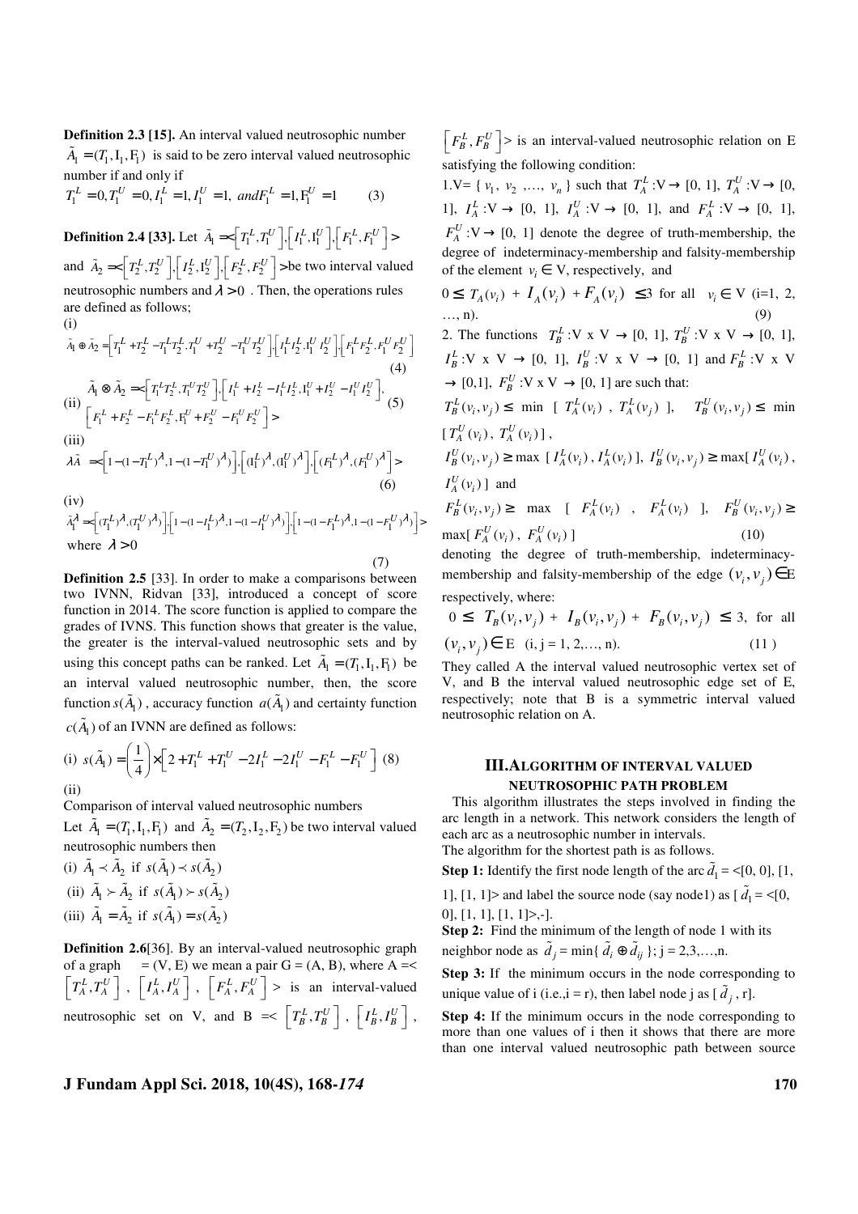**Definition 2.3 [15].** An interval valued neutrosophic number $\tilde{A}_1 = (T_1, I_1, F_1)$ is said to be zero interval valued neutrosophic number if and only if

$$T_1^L = 0, T_1^U = 0, I_1^L = 1, I_1^U = 1, \text{ and } F_1^L = 1, F_1^U = 1 \quad (3)$$

**Definition 2.4 [33].** Let $\tilde{A}_1 = <\left[T_1^L, T_1^U\right], \left[I_1^L, I_1^U\right], \left[F_1^L, F_1^U\right]>$ and $\tilde{A}_2 = <\left[T_2^L, T_2^U\right], \left[I_2^L, I_2^U\right], \left[F_2^L, F_2^U\right]>$ be two interval valued neutrosophic numbers and $\lambda > 0$. Then, the operations rules are defined as follows;

(i)

$$\tilde{A}_1 \oplus \tilde{A}_2 = \left[T_1^L + T_2^L - T_1^L T_2^L, T_1^U + T_2^U - T_1^U T_2^U\right], \left[I_1^L I_2^L, I_1^U I_2^U\right], \left[F_1^L F_2^L, F_1^U F_2^U\right] \quad (4)$$

(ii)

$$\tilde{A}_1 \otimes \tilde{A}_2 = <\left[T_1^L T_2^L, T_1^U T_2^U\right], \left[I_1^L + I_2^L - I_1^L I_2^L, I_1^U + I_2^U - I_1^U I_2^U\right], \left[F_1^L + F_2^L - F_1^L F_2^L, F_1^U + F_2^U - F_1^U F_2^U\right]> \quad (5)$$

(iii)

$$\lambda \tilde{A} = <\left[1-(1-T_1^L)^{\lambda}, 1-(1-T_1^U)^{\lambda}\right], \left[(I_1^L)^{\lambda}, (I_1^U)^{\lambda}\right], \left[(F_1^L)^{\lambda}, (F_1^U)^{\lambda}\right]> \quad (6)$$

(iv)

$$\tilde{A}_1^{\lambda} = <\left[(T_1^L)^{\lambda}, (T_1^U)^{\lambda}\right], \left[1-(1-I_1^L)^{\lambda}, 1-(1-I_1^U)^{\lambda}\right], \left[1-(1-F_1^L)^{\lambda}, 1-(1-F_1^U)^{\lambda}\right]>$$

where $\lambda > 0$ (7)

**Definition 2.5** [33]. In order to make a comparisons between two IVNN, Ridvan [33], introduced a concept of score function in 2014. The score function is applied to compare the grades of IVNS. This function shows that greater is the value, the greater is the interval-valued neutrosophic sets and by using this concept paths can be ranked. Let $\tilde{A}_1 = (T_1, I_1, F_1)$ be an interval valued neutrosophic number, then, the score function $s(\tilde{A}_1)$, accuracy function $a(\tilde{A}_1)$ and certainty function $c(\tilde{A}_1)$ of an IVNN are defined as follows:

(i) $$s(\tilde{A}_1) = \left(\frac{1}{4}\right) \times \left[2 + T_1^L + T_1^U - 2I_1^L - 2I_1^U - F_1^L - F_1^U\right] \quad (8)$$

(ii)

Comparison of interval valued neutrosophic numbers

Let $\tilde{A}_1 = (T_1, I_1, F_1)$ and $\tilde{A}_2 = (T_2, I_2, F_2)$ be two interval valued neutrosophic numbers then

(i) $\tilde{A}_1 \prec \tilde{A}_2$ if $s(\tilde{A}_1) \prec s(\tilde{A}_2)$

(ii) $\tilde{A}_1 \succ \tilde{A}_2$ if $s(\tilde{A}_1) \succ s(\tilde{A}_2)$

(iii) $\tilde{A}_1 = \tilde{A}_2$ if $s(\tilde{A}_1) = s(\tilde{A}_2)$

**Definition 2.6**[36]. By an interval-valued neutrosophic graph of a graph = (V, E) we mean a pair G = (A, B), where A =< $\left[T_A^L, T_A^U\right]$, $\left[I_A^L, I_A^U\right]$, $\left[F_A^L, F_A^U\right]$ > is an interval-valued neutrosophic set on V, and B =< $\left[T_B^L, T_B^U\right]$, $\left[I_B^L, I_B^U\right]$, $\left[F_B^L, F_B^U\right]$> is an interval-valued neutrosophic relation on E satisfying the following condition:

1.V= { $v_1$, $v_2$ ,…, $v_n$ } such that $T_A^L$:V → [0, 1], $T_A^U$:V → [0, 1], $I_A^L$:V → [0, 1], $I_A^U$:V → [0, 1], and $F_A^L$:V → [0, 1], $F_A^U$:V → [0, 1] denote the degree of truth-membership, the degree of indeterminacy-membership and falsity-membership of the element $v_i \in$ V, respectively, and

$0 \leq T_A(v_i) + I_A(v_i) + F_A(v_i) \leq 3$ for all $v_i \in$ V (i=1, 2, …, n). (9)

2. The functions $T_B^L$:V x V → [0, 1], $T_B^U$:V x V → [0, 1], $I_B^L$:V x V → [0, 1], $I_B^U$:V x V → [0, 1] and $F_B^L$:V x V → [0,1], $F_B^U$:V x V → [0, 1] are such that:

$T_B^L(v_i, v_j) \leq$ min [ $T_A^L(v_i)$ , $T_A^L(v_j)$ ], $T_B^U(v_i, v_j) \leq$ min [ $T_A^U(v_i)$, $T_A^U(v_i)$ ] ,

$I_B^U(v_i, v_j) \geq$ max [ $I_A^L(v_i)$, $I_A^L(v_i)$ ], $I_B^U(v_i, v_j) \geq$ max[ $I_A^U(v_i)$, $I_A^U(v_i)$ ] and

$F_B^L(v_i, v_j) \geq$ max [ $F_A^L(v_i)$ , $F_A^L(v_i)$ ], $F_B^U(v_i, v_j) \geq$ max[ $F_A^U(v_i)$, $F_A^U(v_i)$ ] (10)

denoting the degree of truth-membership, indeterminacy-membership and falsity-membership of the edge $(v_i, v_j) \in$E respectively, where:

$0 \leq T_B(v_i, v_j) + I_B(v_i, v_j) + F_B(v_i, v_j) \leq 3$, for all $(v_i, v_j) \in$ E (i, j = 1, 2,…, n). (11 )

They called A the interval valued neutrosophic vertex set of V, and B the interval valued neutrosophic edge set of E, respectively; note that B is a symmetric interval valued neutrosophic relation on A.

## III.ALGORITHM OF INTERVAL VALUED NEUTROSOPHIC PATH PROBLEM

This algorithm illustrates the steps involved in finding the arc length in a network. This network considers the length of each arc as a neutrosophic number in intervals.

The algorithm for the shortest path is as follows.

**Step 1:** Identify the first node length of the arc $\tilde{d}_1$ = <[0, 0], [1, 1], [1, 1]> and label the source node (say node1) as [ $\tilde{d}_1$ = <[0, 0], [1, 1], [1, 1]>,-].

**Step 2:** Find the minimum of the length of node 1 with its neighbor node as $\tilde{d}_j$ = min{ $\tilde{d}_i \oplus \tilde{d}_{ij}$ }; j = 2,3,…,n.

**Step 3:** If the minimum occurs in the node corresponding to unique value of i (i.e.,i = r), then label node j as [ $\tilde{d}_j$ , r].

**Step 4:** If the minimum occurs in the node corresponding to more than one values of i then it shows that there are more than one interval valued neutrosophic path between source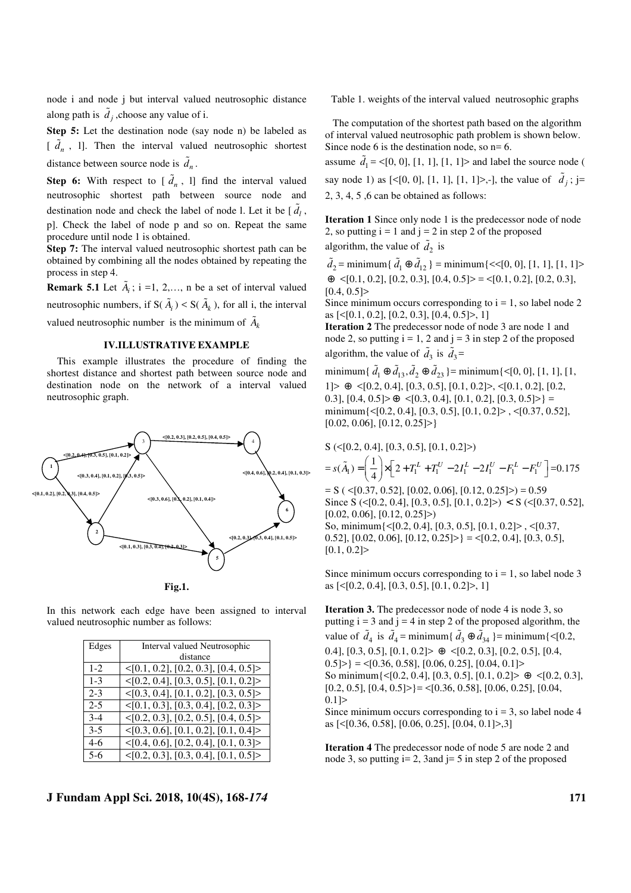node i and node j but interval valued neutrosophic distance along path is $\tilde{d}_j$ ,choose any value of i.

**Step 5:** Let the destination node (say node n) be labeled as [ $\tilde{d}_n$ , l]. Then the interval valued neutrosophic shortest distance between source node is $\tilde{d}_n$.

**Step 6:** With respect to [ $\tilde{d}_n$ , l] find the interval valued neutrosophic shortest path between source node and destination node and check the label of node l. Let it be [ $\tilde{d}_l$ , p]. Check the label of node p and so on. Repeat the same procedure until node 1 is obtained.

**Step 7:** The interval valued neutrosophic shortest path can be obtained by combining all the nodes obtained by repeating the process in step 4.

**Remark 5.1** Let $\tilde{A}_i$ ; i =1, 2,…, n be a set of interval valued neutrosophic numbers, if S( $\tilde{A}_i$ ) < S( $\tilde{A}_k$ ), for all i, the interval valued neutrosophic number is the minimum of $\tilde{A}_k$

## IV.ILLUSTRATIVE EXAMPLE

This example illustrates the procedure of finding the shortest distance and shortest path between source node and destination node on the network of a interval valued neutrosophic graph.

**Fig.1.**

In this network each edge have been assigned to interval valued neutrosophic number as follows:

| Edges | Interval valued Neutrosophic distance |
|---|---|
| 1-2 | <[0.1, 0.2], [0.2, 0.3], [0.4, 0.5]> |
| 1-3 | <[0.2, 0.4], [0.3, 0.5], [0.1, 0.2]> |
| 2-3 | <[0.3, 0.4], [0.1, 0.2], [0.3, 0.5]> |
| 2-5 | <[0.1, 0.3], [0.3, 0.4], [0.2, 0.3]> |
| 3-4 | <[0.2, 0.3], [0.2, 0.5], [0.4, 0.5]> |
| 3-5 | <[0.3, 0.6], [0.1, 0.2], [0.1, 0.4]> |
| 4-6 | <[0.4, 0.6], [0.2, 0.4], [0.1, 0.3]> |
| 5-6 | <[0.2, 0.3], [0.3, 0.4], [0.1, 0.5]> |

Table 1. weights of the interval valued neutrosophic graphs

The computation of the shortest path based on the algorithm of interval valued neutrosophic path problem is shown below. Since node 6 is the destination node, so n= 6.

assume $\tilde{d}_1$ = <[0, 0], [1, 1], [1, 1]> and label the source node ( say node 1) as [<[0, 0], [1, 1], [1, 1]>,-], the value of $\tilde{d}_j$ ; j= 2, 3, 4, 5 ,6 can be obtained as follows:

**Iteration 1** Since only node 1 is the predecessor node of node 2, so putting i = 1 and j = 2 in step 2 of the proposed algorithm, the value of $\tilde{d}_2$ is

$\tilde{d}_2$ = minimum{ $\tilde{d}_1 \oplus \tilde{d}_{12}$ } = minimum{<<[0, 0], [1, 1], [1, 1]> $\oplus$ <[0.1, 0.2], [0.2, 0.3], [0.4, 0.5]> = <[0.1, 0.2], [0.2, 0.3], [0.4, 0.5]>

Since minimum occurs corresponding to i = 1, so label node 2 as [<[0.1, 0.2], [0.2, 0.3], [0.4, 0.5]>, 1]

**Iteration 2** The predecessor node of node 3 are node 1 and node 2, so putting i = 1, 2 and j = 3 in step 2 of the proposed algorithm, the value of $\tilde{d}_3$ is $\tilde{d}_3$=

minimum{ $\tilde{d}_1 \oplus \tilde{d}_{13}, \tilde{d}_2 \oplus \tilde{d}_{23}$ }= minimum{<[0, 0], [1, 1], [1, 1]> $\oplus$ <[0.2, 0.4], [0.3, 0.5], [0.1, 0.2]>, <[0.1, 0.2], [0.2, 0.3], [0.4, 0.5]> $\oplus$ <[0.3, 0.4], [0.1, 0.2], [0.3, 0.5]>} = minimum{<[0.2, 0.4], [0.3, 0.5], [0.1, 0.2]> , <[0.37, 0.52], [0.02, 0.06], [0.12, 0.25]>}

S (<[0.2, 0.4], [0.3, 0.5], [0.1, 0.2]>)

$$= s(\tilde{A}_1) = \left(\frac{1}{4}\right) \times \left[2 + T_1^L + T_1^U - 2I_1^L - 2I_1^U - F_1^L - F_1^U\right] = 0.175$$

= S ( <[0.37, 0.52], [0.02, 0.06], [0.12, 0.25]>) = 0.59

Since S (<[0.2, 0.4], [0.3, 0.5], [0.1, 0.2]>) $<$ S (<[0.37, 0.52], [0.02, 0.06], [0.12, 0.25]>)

So, minimum{<[0.2, 0.4], [0.3, 0.5], [0.1, 0.2]> , <[0.37, 0.52], [0.02, 0.06], [0.12, 0.25]>} = <[0.2, 0.4], [0.3, 0.5], [0.1, 0.2]>

Since minimum occurs corresponding to i = 1, so label node 3 as [<[0.2, 0.4], [0.3, 0.5], [0.1, 0.2]>, 1]

**Iteration 3.** The predecessor node of node 4 is node 3, so putting i = 3 and j = 4 in step 2 of the proposed algorithm, the value of $\tilde{d}_4$ is $\tilde{d}_4$ = minimum{ $\tilde{d}_3 \oplus \tilde{d}_{34}$ }= minimum{<[0.2, 0.4], [0.3, 0.5], [0.1, 0.2]> $\oplus$ <[0.2, 0.3], [0.2, 0.5], [0.4, 0.5]>} = <[0.36, 0.58], [0.06, 0.25], [0.04, 0.1]>

So minimum{<[0.2, 0.4], [0.3, 0.5], [0.1, 0.2]> $\oplus$ <[0.2, 0.3], [0.2, 0.5], [0.4, 0.5]>}= <[0.36, 0.58], [0.06, 0.25], [0.04, 0.1]>

Since minimum occurs corresponding to i = 3, so label node 4 as [<[0.36, 0.58], [0.06, 0.25], [0.04, 0.1]>,3]

**Iteration 4** The predecessor node of node 5 are node 2 and node 3, so putting i= 2, 3and j= 5 in step 2 of the proposed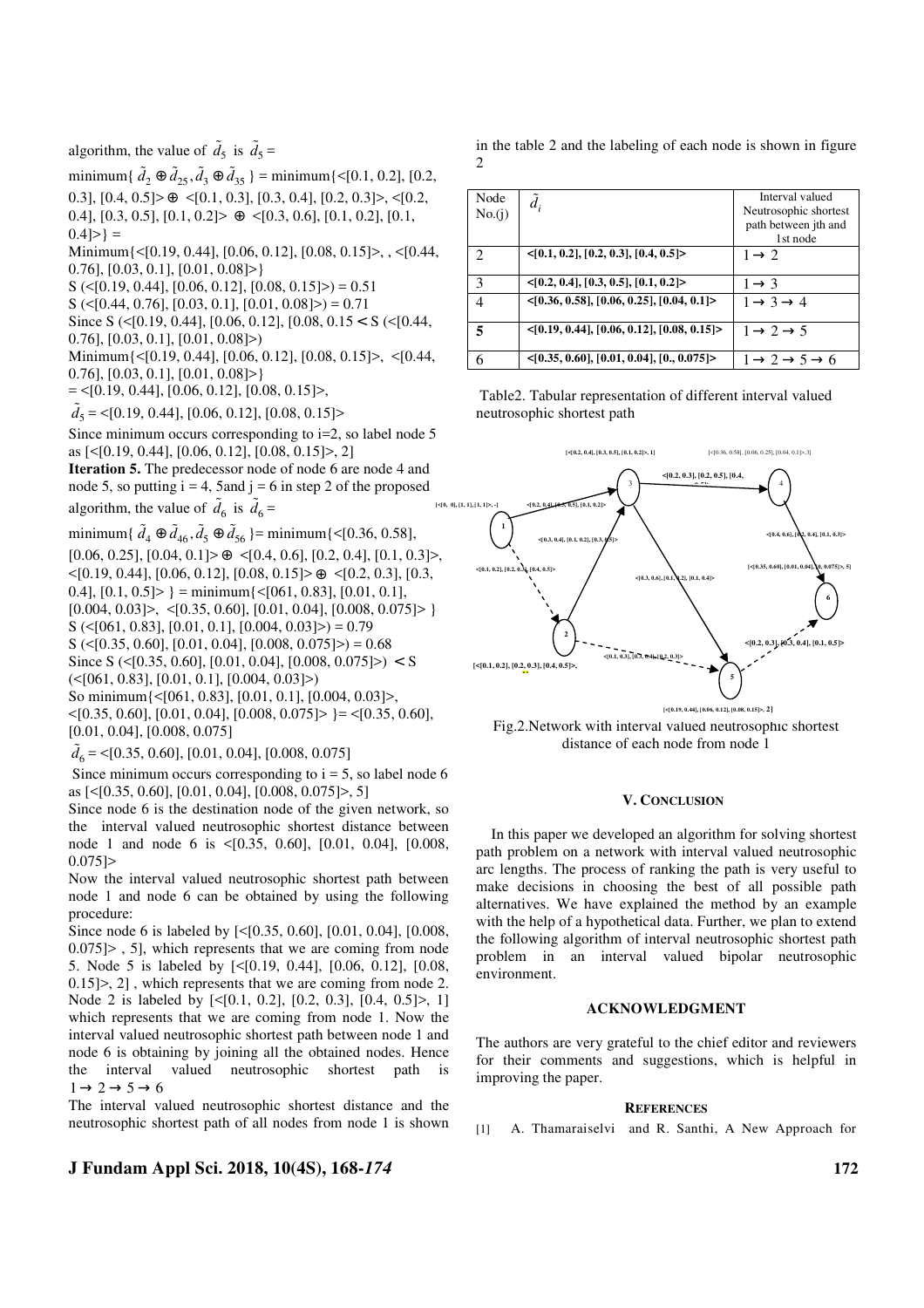algorithm, the value of $\tilde{d}_5$ is $\tilde{d}_5$ =

minimum{ $\tilde{d}_2 \oplus \tilde{d}_{25}, \tilde{d}_3 \oplus \tilde{d}_{35}$ } = minimum{<[0.1, 0.2], [0.2, 0.3], [0.4, 0.5]> ⊕ <[0.1, 0.3], [0.3, 0.4], [0.2, 0.3]>, <[0.2, 0.4], [0.3, 0.5], [0.1, 0.2]> ⊕ <[0.3, 0.6], [0.1, 0.2], [0.1, 0.4]>} =

Minimum{<[0.19, 0.44], [0.06, 0.12], [0.08, 0.15]>, , <[0.44, 0.76], [0.03, 0.1], [0.01, 0.08]>}

S (<[0.19, 0.44], [0.06, 0.12], [0.08, 0.15]>) = 0.51

S (<[0.44, 0.76], [0.03, 0.1], [0.01, 0.08]>) = 0.71

Since S (<[0.19, 0.44], [0.06, 0.12], [0.08, 0.15 < S (<[0.44, 0.76], [0.03, 0.1], [0.01, 0.08]>)

Minimum{<[0.19, 0.44], [0.06, 0.12], [0.08, 0.15]>, <[0.44, 0.76], [0.03, 0.1], [0.01, 0.08]>}

= <[0.19, 0.44], [0.06, 0.12], [0.08, 0.15]>,

$\tilde{d}_5$ = <[0.19, 0.44], [0.06, 0.12], [0.08, 0.15]>

Since minimum occurs corresponding to i=2, so label node 5 as [<[0.19, 0.44], [0.06, 0.12], [0.08, 0.15]>, 2]

**Iteration 5.** The predecessor node of node 6 are node 4 and node 5, so putting i = 4, 5and j = 6 in step 2 of the proposed algorithm, the value of $\tilde{d}_6$ is $\tilde{d}_6$ =

minimum{ $\tilde{d}_4 \oplus \tilde{d}_{46}, \tilde{d}_5 \oplus \tilde{d}_{56}$ }= minimum{<[0.36, 0.58], [0.06, 0.25], [0.04, 0.1]> ⊕ <[0.4, 0.6], [0.2, 0.4], [0.1, 0.3]>, <[0.19, 0.44], [0.06, 0.12], [0.08, 0.15]> ⊕ <[0.2, 0.3], [0.3, 0.4], [0.1, 0.5]> } = minimum{<[061, 0.83], [0.01, 0.1], [0.004, 0.03]>, <[0.35, 0.60], [0.01, 0.04], [0.008, 0.075]> }

S (<[061, 0.83], [0.01, 0.1], [0.004, 0.03]>) = 0.79

S (<[0.35, 0.60], [0.01, 0.04], [0.008, 0.075]>) = 0.68

Since S (<[0.35, 0.60], [0.01, 0.04], [0.008, 0.075]>) < S (<[061, 0.83], [0.01, 0.1], [0.004, 0.03]>)

So minimum{<[061, 0.83], [0.01, 0.1], [0.004, 0.03]>, <[0.35, 0.60], [0.01, 0.04], [0.008, 0.075]> }= <[0.35, 0.60], [0.01, 0.04], [0.008, 0.075]

$\tilde{d}_6$ = <[0.35, 0.60], [0.01, 0.04], [0.008, 0.075]

Since minimum occurs corresponding to i = 5, so label node 6 as [<[0.35, 0.60], [0.01, 0.04], [0.008, 0.075]>, 5]

Since node 6 is the destination node of the given network, so the interval valued neutrosophic shortest distance between node 1 and node 6 is <[0.35, 0.60], [0.01, 0.04], [0.008, 0.075]>

Now the interval valued neutrosophic shortest path between node 1 and node 6 can be obtained by using the following procedure:

Since node 6 is labeled by [<[0.35, 0.60], [0.01, 0.04], [0.008, 0.075]> , 5], which represents that we are coming from node 5. Node 5 is labeled by [<[0.19, 0.44], [0.06, 0.12], [0.08, 0.15]>, 2] , which represents that we are coming from node 2. Node 2 is labeled by [<[0.1, 0.2], [0.2, 0.3], [0.4, 0.5]>, 1] which represents that we are coming from node 1. Now the interval valued neutrosophic shortest path between node 1 and node 6 is obtaining by joining all the obtained nodes. Hence the interval valued neutrosophic shortest path is 1 → 2 → 5 → 6

The interval valued neutrosophic shortest distance and the neutrosophic shortest path of all nodes from node 1 is shown in the table 2 and the labeling of each node is shown in figure 2

| Node No.(j) | $\tilde{d}_i$ | Interval valued Neutrosophic shortest path between jth and 1st node |
|---|---|---|
| 2 | **<[0.1, 0.2], [0.2, 0.3], [0.4, 0.5]>** | 1 → 2 |
| 3 | **<[0.2, 0.4], [0.3, 0.5], [0.1, 0.2]>** | 1 → 3 |
| 4 | **<[0.36, 0.58], [0.06, 0.25], [0.04, 0.1]>** | 1 → 3 → 4 |
| **5** | **<[0.19, 0.44], [0.06, 0.12], [0.08, 0.15]>** | 1 → 2 → 5 |
| 6 | **<[0.35, 0.60], [0.01, 0.04], [0., 0.075]>** | 1 → 2 → 5 → 6 |

Table2. Tabular representation of different interval valued neutrosophic shortest path

Fig.2.Network with interval valued neutrosophic shortest distance of each node from node 1

## V. Conclusion

In this paper we developed an algorithm for solving shortest path problem on a network with interval valued neutrosophic arc lengths. The process of ranking the path is very useful to make decisions in choosing the best of all possible path alternatives. We have explained the method by an example with the help of a hypothetical data. Further, we plan to extend the following algorithm of interval neutrosophic shortest path problem in an interval valued bipolar neutrosophic environment.

## ACKNOWLEDGMENT

The authors are very grateful to the chief editor and reviewers for their comments and suggestions, which is helpful in improving the paper.

## References

[1] A. Thamaraiselvi and R. Santhi, A New Approach for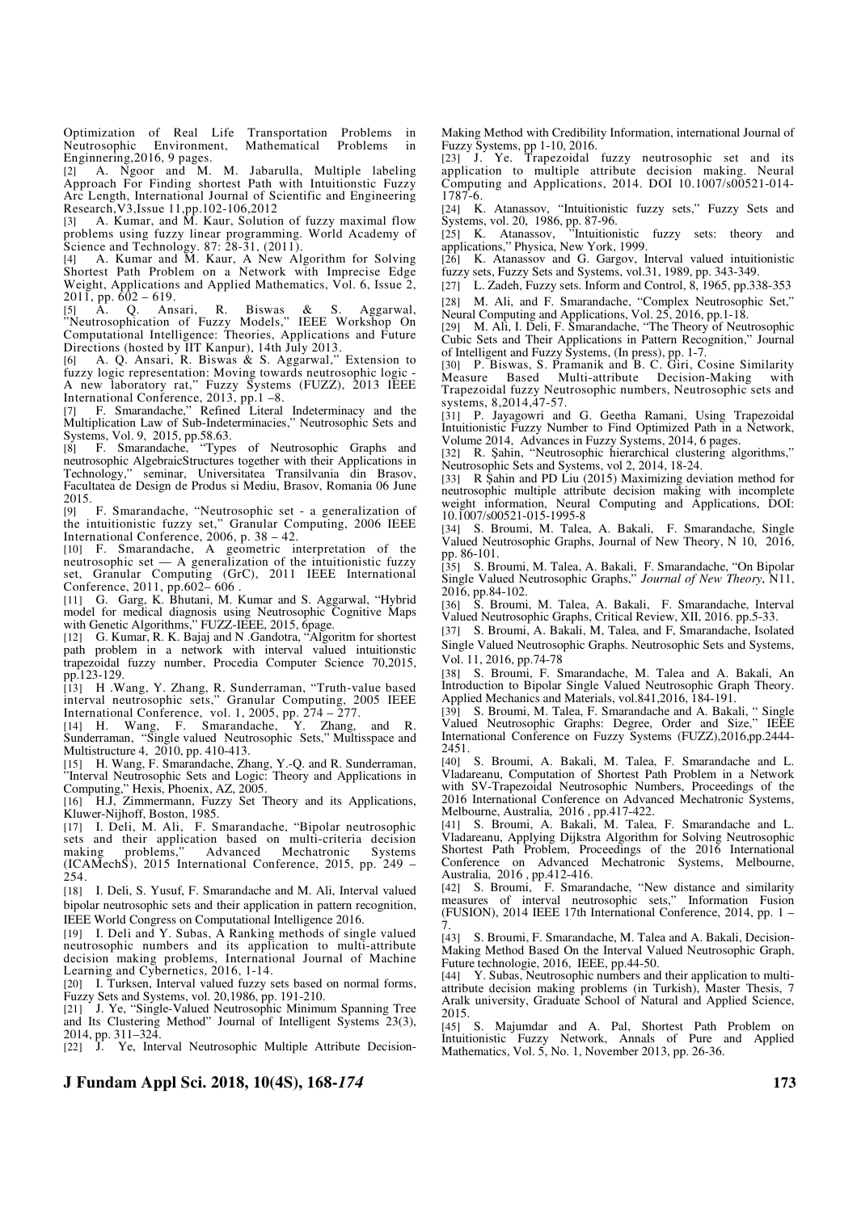Optimization of Real Life Transportation Problems in Neutrosophic Environment, Mathematical Problems in Enginnering,2016, 9 pages.

[2] A. Ngoor and M. M. Jabarulla, Multiple labeling Approach For Finding shortest Path with Intuitionstic Fuzzy Arc Length, International Journal of Scientific and Engineering Research,V3,Issue 11,pp.102-106,2012

[3] A. Kumar, and M. Kaur, Solution of fuzzy maximal flow problems using fuzzy linear programming. World Academy of Science and Technology. 87: 28-31, (2011).

[4] A. Kumar and M. Kaur, A New Algorithm for Solving Shortest Path Problem on a Network with Imprecise Edge Weight, Applications and Applied Mathematics, Vol. 6, Issue 2, 2011, pp. 602 – 619.

[5] A. Q. Ansari, R. Biswas & S. Aggarwal, "Neutrosophication of Fuzzy Models," IEEE Workshop On Computational Intelligence: Theories, Applications and Future Directions (hosted by IIT Kanpur), 14th July 2013.

[6] A. Q. Ansari, R. Biswas & S. Aggarwal," Extension to fuzzy logic representation: Moving towards neutrosophic logic - A new laboratory rat," Fuzzy Systems (FUZZ), 2013 IEEE International Conference, 2013, pp.1 –8.

[7] F. Smarandache," Refined Literal Indeterminacy and the Multiplication Law of Sub-Indeterminacies," Neutrosophic Sets and Systems, Vol. 9, 2015, pp.58.63.

[8] F. Smarandache, "Types of Neutrosophic Graphs and neutrosophic AlgebraicStructures together with their Applications in Technology," seminar, Universitatea Transilvania din Brasov, Facultatea de Design de Produs si Mediu, Brasov, Romania 06 June 2015.

[9] F. Smarandache, "Neutrosophic set - a generalization of the intuitionistic fuzzy set," Granular Computing, 2006 IEEE International Conference, 2006, p. 38 – 42.

[10] F. Smarandache, A geometric interpretation of the neutrosophic set — A generalization of the intuitionistic fuzzy set, Granular Computing (GrC), 2011 IEEE International Conference, 2011, pp.602– 606 .

[11] G. Garg, K. Bhutani, M. Kumar and S. Aggarwal, "Hybrid model for medical diagnosis using Neutrosophic Cognitive Maps with Genetic Algorithms," FUZZ-IEEE, 2015, 6page.

[12] G. Kumar, R. K. Bajaj and N .Gandotra, "Algoritm for shortest path problem in a network with interval valued intuitionstic trapezoidal fuzzy number, Procedia Computer Science 70,2015, pp.123-129.

[13] H .Wang, Y. Zhang, R. Sunderraman, "Truth-value based interval neutrosophic sets," Granular Computing, 2005 IEEE International Conference, vol. 1, 2005, pp. 274 – 277.

[14] H. Wang, F. Smarandache, Y. Zhang, and R. Sunderraman, "Single valued Neutrosophic Sets," Multisspace and Multistructure 4, 2010, pp. 410-413.

[15] H. Wang, F. Smarandache, Zhang, Y.-Q. and R. Sunderraman, "Interval Neutrosophic Sets and Logic: Theory and Applications in Computing," Hexis, Phoenix, AZ, 2005.

[16] H.J, Zimmermann, Fuzzy Set Theory and its Applications, Kluwer-Nijhoff, Boston, 1985.

[17] I. Deli, M. Ali, F. Smarandache, "Bipolar neutrosophic sets and their application based on multi-criteria decision making problems," Advanced Mechatronic Systems (ICAMechS), 2015 International Conference, 2015, pp. 249 – 254.

[18] I. Deli, S. Yusuf, F. Smarandache and M. Ali, Interval valued bipolar neutrosophic sets and their application in pattern recognition, IEEE World Congress on Computational Intelligence 2016.

[19] I. Deli and Y. Subas, A Ranking methods of single valued neutrosophic numbers and its application to multi-attribute decision making problems, International Journal of Machine Learning and Cybernetics, 2016, 1-14.

[20] I. Turksen, Interval valued fuzzy sets based on normal forms, Fuzzy Sets and Systems, vol. 20,1986, pp. 191-210.

[21] J. Ye, "Single-Valued Neutrosophic Minimum Spanning Tree and Its Clustering Method" Journal of Intelligent Systems 23(3), 2014, pp. 311–324.

[22] J. Ye, Interval Neutrosophic Multiple Attribute Decision-Making Method with Credibility Information, international Journal of Fuzzy Systems, pp 1-10, 2016.

[23] J. Ye. Trapezoidal fuzzy neutrosophic set and its application to multiple attribute decision making. Neural Computing and Applications, 2014. DOI 10.1007/s00521-014-1787-6.

[24] K. Atanassov, "Intuitionistic fuzzy sets," Fuzzy Sets and Systems, vol. 20, 1986, pp. 87-96.

[25] K. Atanassov, "Intuitionistic fuzzy sets: theory and applications," Physica, New York, 1999.

[26] K. Atanassov and G. Gargov, Interval valued intuitionistic fuzzy sets, Fuzzy Sets and Systems, vol.31, 1989, pp. 343-349.

[27] L. Zadeh, Fuzzy sets. Inform and Control, 8, 1965, pp.338-353

[28] M. Ali, and F. Smarandache, "Complex Neutrosophic Set," Neural Computing and Applications, Vol. 25, 2016, pp.1-18.

[29] M. Ali, I. Deli, F. Smarandache, "The Theory of Neutrosophic Cubic Sets and Their Applications in Pattern Recognition," Journal of Intelligent and Fuzzy Systems, (In press), pp. 1-7.

[30] P. Biswas, S. Pramanik and B. C. Giri, Cosine Similarity Measure Based Multi-attribute Decision-Making with Trapezoidal fuzzy Neutrosophic numbers, Neutrosophic sets and systems, 8,2014,47-57.

[31] P. Jayagowri and G. Geetha Ramani, Using Trapezoidal Intuitionistic Fuzzy Number to Find Optimized Path in a Network, Volume 2014, Advances in Fuzzy Systems, 2014, 6 pages.

[32] R. Şahin, "Neutrosophic hierarchical clustering algorithms," Neutrosophic Sets and Systems, vol 2, 2014, 18-24.

[33] R Şahin and PD Liu (2015) Maximizing deviation method for neutrosophic multiple attribute decision making with incomplete weight information, Neural Computing and Applications, DOI: 10.1007/s00521-015-1995-8

[34] S. Broumi, M. Talea, A. Bakali, F. Smarandache, Single Valued Neutrosophic Graphs, Journal of New Theory, N 10, 2016, pp. 86-101.

[35] S. Broumi, M. Talea, A. Bakali, F. Smarandache, "On Bipolar Single Valued Neutrosophic Graphs," *Journal of New Theory*, N11, 2016, pp.84-102.

[36] S. Broumi, M. Talea, A. Bakali, F. Smarandache, Interval Valued Neutrosophic Graphs, Critical Review, XII, 2016. pp.5-33.

[37] S. Broumi, A. Bakali, M, Talea, and F, Smarandache, Isolated Single Valued Neutrosophic Graphs. Neutrosophic Sets and Systems, Vol. 11, 2016, pp.74-78

[38] S. Broumi, F. Smarandache, M. Talea and A. Bakali, An Introduction to Bipolar Single Valued Neutrosophic Graph Theory. Applied Mechanics and Materials, vol.841,2016, 184-191.

[39] S. Broumi, M. Talea, F. Smarandache and A. Bakali, " Single Valued Neutrosophic Graphs: Degree, Order and Size," IEEE International Conference on Fuzzy Systems (FUZZ),2016,pp.2444-2451.

[40] S. Broumi, A. Bakali, M. Talea, F. Smarandache and L. Vladareanu, Computation of Shortest Path Problem in a Network with SV-Trapezoidal Neutrosophic Numbers, Proceedings of the 2016 International Conference on Advanced Mechatronic Systems, Melbourne, Australia, 2016 , pp.417-422.

[41] S. Broumi, A. Bakali, M. Talea, F. Smarandache and L. Vladareanu, Applying Dijkstra Algorithm for Solving Neutrosophic Shortest Path Problem, Proceedings of the 2016 International Conference on Advanced Mechatronic Systems, Melbourne, Australia, 2016 , pp.412-416.

[42] S. Broumi, F. Smarandache, "New distance and similarity measures of interval neutrosophic sets," Information Fusion (FUSION), 2014 IEEE 17th International Conference, 2014, pp. 1 – 7.

[43] S. Broumi, F. Smarandache, M. Talea and A. Bakali, Decision-Making Method Based On the Interval Valued Neutrosophic Graph, Future technologie, 2016, IEEE, pp.44-50.

[44] Y. Subas, Neutrosophic numbers and their application to multi-attribute decision making problems (in Turkish), Master Thesis, 7 Aralk university, Graduate School of Natural and Applied Science, 2015.

[45] S. Majumdar and A. Pal, Shortest Path Problem on Intuitionistic Fuzzy Network, Annals of Pure and Applied Mathematics, Vol. 5, No. 1, November 2013, pp. 26-36.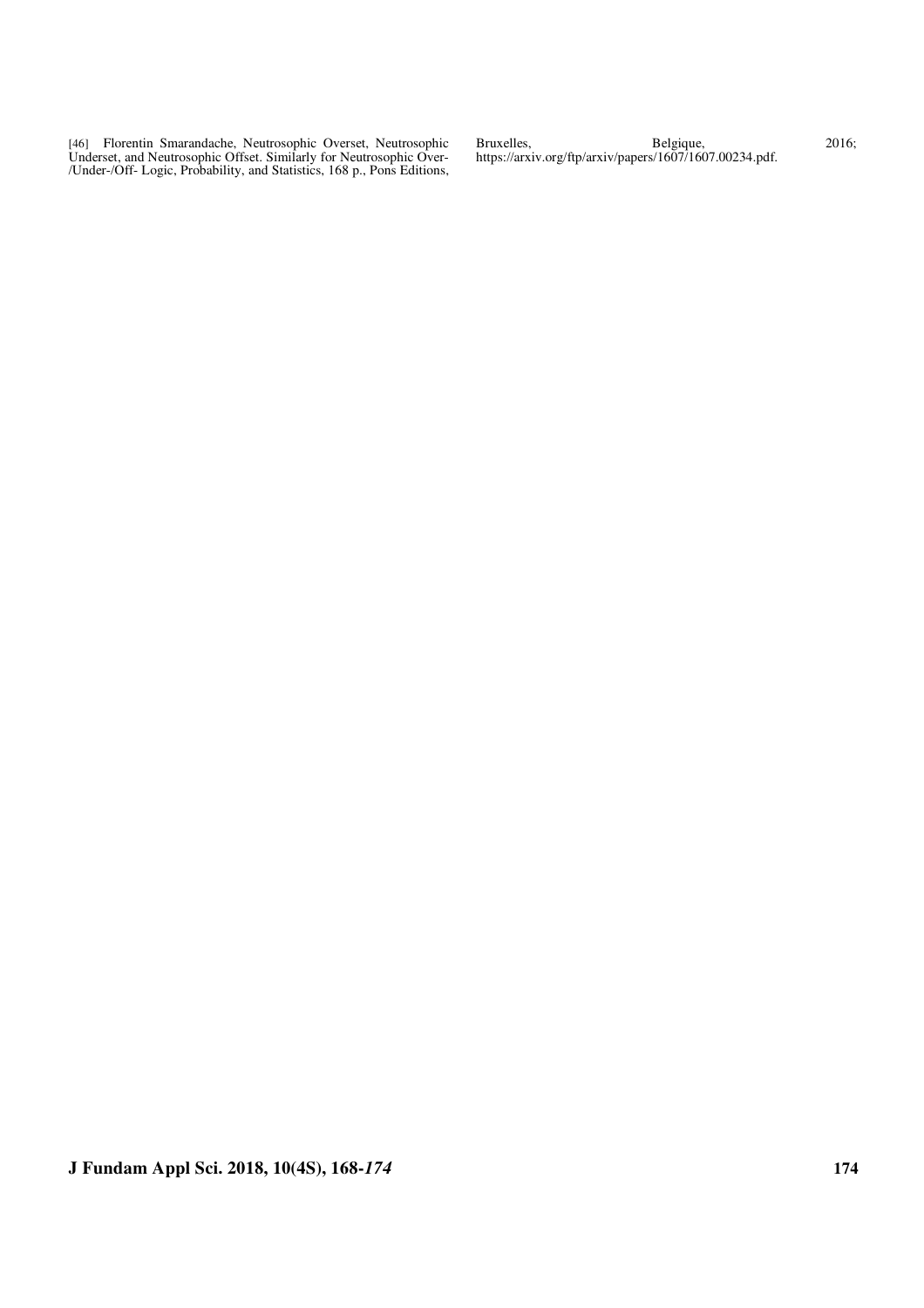[46] Florentin Smarandache, Neutrosophic Overset, Neutrosophic Underset, and Neutrosophic Offset. Similarly for Neutrosophic Over-/Under-/Off- Logic, Probability, and Statistics, 168 p., Pons Editions, Bruxelles, Belgique, 2016; https://arxiv.org/ftp/arxiv/papers/1607/1607.00234.pdf.